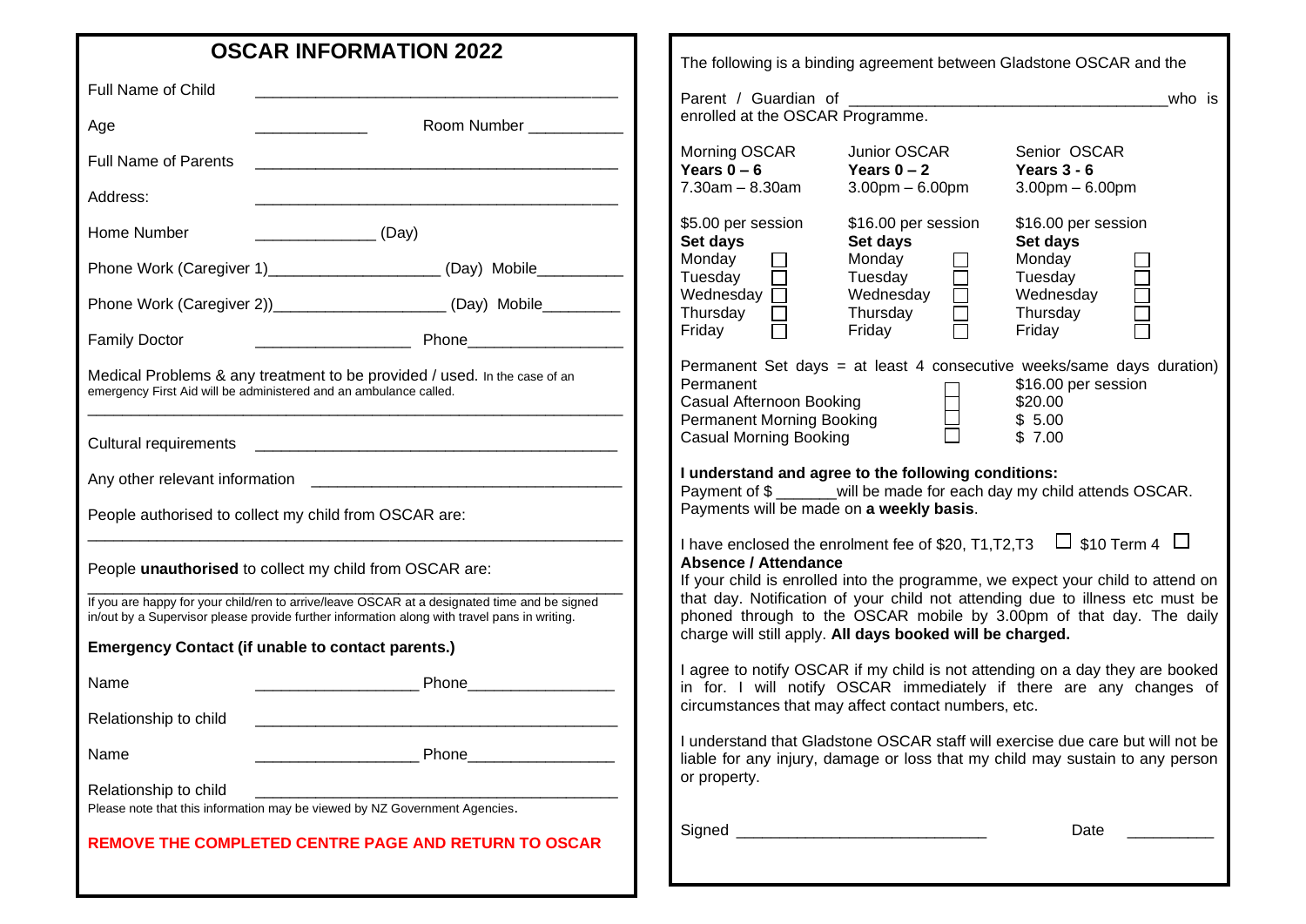## OSCAR INFORMATION 2022

Full Name of Child ______________________________________

Age ____________ Room Number __________

Full Name of Parents ______________________________________

Address: ______________________________________

Home Number ______________ (Day)

Phone Work (Caregiver 1)___________________ (Day) Mobile_________

Phone Work (Caregiver 2))___________________ (Day) Mobile_________

Family Doctor __________________ Phone_________________

Medical Problems & any treatment to be provided / used. In the case of an emergency First Aid will be administered and an ambulance called.

______________________________________________________________

Cultural requirements ______________________________________

Any other relevant information ________________________________

People authorised to collect my child from OSCAR are:

______________________________________________________________

People **unauthorised** to collect my child from OSCAR are:

______________________________________________________________

If you are happy for your child/ren to arrive/leave OSCAR at a designated time and be signed in/out by a Supervisor please provide further information along with travel pans in writing.

**Emergency Contact (if unable to contact parents.)**

Name __________________ Phone________________

Relationship to child ______________________________________

Name __________________ Phone________________

Relationship to child ______________________________________

Please note that this information may be viewed by NZ Government Agencies.

**REMOVE THE COMPLETED CENTRE PAGE AND RETURN TO OSCAR**

The following is a binding agreement between Gladstone OSCAR and the

Parent / Guardian of ___________________________________who is enrolled at the OSCAR Programme.

| Morning OSCAR | Junior OSCAR | Senior OSCAR |
|---|---|---|
| **Years 0 – 6** | **Years 0 – 2** | **Years 3 - 6** |
| 7.30am – 8.30am | 3.00pm – 6.00pm | 3.00pm – 6.00pm |
| $5.00 per session | $16.00 per session | $16.00 per session |
| **Set days** | **Set days** | **Set days** |
| Monday ☐ | Monday ☐ | Monday ☐ |
| Tuesday ☐ | Tuesday ☐ | Tuesday ☐ |
| Wednesday ☐ | Wednesday ☐ | Wednesday ☐ |
| Thursday ☐ | Thursday ☐ | Thursday ☐ |
| Friday ☐ | Friday ☐ | Friday ☐ |

Permanent Set days = at least 4 consecutive weeks/same days duration)

| | | |
|---|---|---|
| Permanent | ☐ | $16.00 per session |
| Casual Afternoon Booking | ☐ | $20.00 |
| Permanent Morning Booking | ☐ | $ 5.00 |
| Casual Morning Booking | ☐ | $ 7.00 |

**I understand and agree to the following conditions:**
Payment of $ _______will be made for each day my child attends OSCAR. Payments will be made on **a weekly basis**.

I have enclosed the enrolment fee of $20, T1,T2,T3 ☐ $10 Term 4 ☐

**Absence / Attendance**
If your child is enrolled into the programme, we expect your child to attend on that day. Notification of your child not attending due to illness etc must be phoned through to the OSCAR mobile by 3.00pm of that day. The daily charge will still apply. **All days booked will be charged.**

I agree to notify OSCAR if my child is not attending on a day they are booked in for. I will notify OSCAR immediately if there are any changes of circumstances that may affect contact numbers, etc.

I understand that Gladstone OSCAR staff will exercise due care but will not be liable for any injury, damage or loss that my child may sustain to any person or property.

Signed ____________________________ Date __________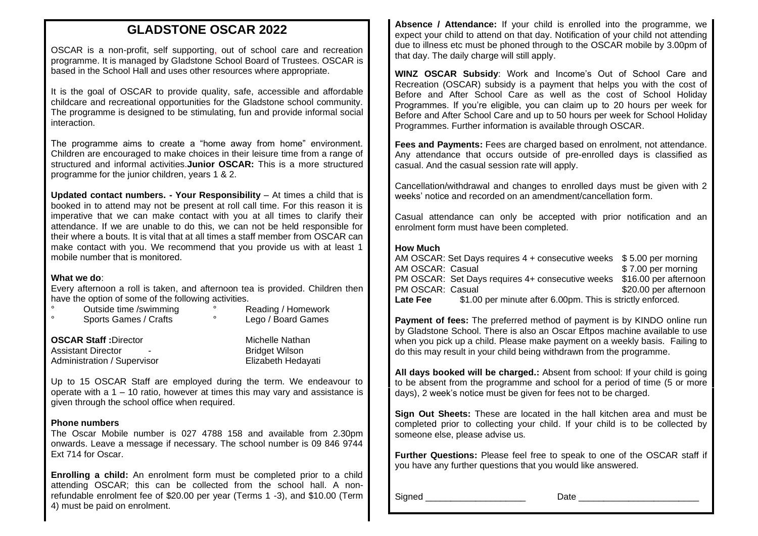# GLADSTONE OSCAR 2022

OSCAR is a non-profit, self supporting, out of school care and recreation programme. It is managed by Gladstone School Board of Trustees. OSCAR is based in the School Hall and uses other resources where appropriate.

It is the goal of OSCAR to provide quality, safe, accessible and affordable childcare and recreational opportunities for the Gladstone school community. The programme is designed to be stimulating, fun and provide informal social interaction.

The programme aims to create a "home away from home" environment. Children are encouraged to make choices in their leisure time from a range of structured and informal activities.**Junior OSCAR:** This is a more structured programme for the junior children, years 1 & 2.

**Updated contact numbers. - Your Responsibility** – At times a child that is booked in to attend may not be present at roll call time. For this reason it is imperative that we can make contact with you at all times to clarify their attendance. If we are unable to do this, we can not be held responsible for their where a bouts. It is vital that at all times a staff member from OSCAR can make contact with you. We recommend that you provide us with at least 1 mobile number that is monitored.

**What we do**:

Every afternoon a roll is taken, and afternoon tea is provided. Children then have the option of some of the following activities.

- Outside time /swimming
- Reading / Homework
- Sports Games / Crafts
- Lego / Board Games

| | |
|---|---|
| **OSCAR Staff :**Director | Michelle Nathan |
| Assistant Director - | Bridget Wilson |
| Administration / Supervisor | Elizabeth Hedayati |

Up to 15 OSCAR Staff are employed during the term. We endeavour to operate with a 1 – 10 ratio, however at times this may vary and assistance is given through the school office when required.

**Phone numbers**

The Oscar Mobile number is 027 4788 158 and available from 2.30pm onwards. Leave a message if necessary. The school number is 09 846 9744 Ext 714 for Oscar.

**Enrolling a child:** An enrolment form must be completed prior to a child attending OSCAR; this can be collected from the school hall. A non-refundable enrolment fee of $20.00 per year (Terms 1 -3), and $10.00 (Term 4) must be paid on enrolment.

**Absence / Attendance:** If your child is enrolled into the programme, we expect your child to attend on that day. Notification of your child not attending due to illness etc must be phoned through to the OSCAR mobile by 3.00pm of that day. The daily charge will still apply.

**WINZ OSCAR Subsidy**: Work and Income's Out of School Care and Recreation (OSCAR) subsidy is a payment that helps you with the cost of Before and After School Care as well as the cost of School Holiday Programmes. If you're eligible, you can claim up to 20 hours per week for Before and After School Care and up to 50 hours per week for School Holiday Programmes. Further information is available through OSCAR.

**Fees and Payments:** Fees are charged based on enrolment, not attendance. Any attendance that occurs outside of pre-enrolled days is classified as casual. And the casual session rate will apply.

Cancellation/withdrawal and changes to enrolled days must be given with 2 weeks' notice and recorded on an amendment/cancellation form.

Casual attendance can only be accepted with prior notification and an enrolment form must have been completed.

**How Much**

| | |
|---|---|
| AM OSCAR: Set Days requires 4 + consecutive weeks | $ 5.00 per morning |
| AM OSCAR: Casual | $ 7.00 per morning |
| PM OSCAR: Set Days requires 4+ consecutive weeks | $16.00 per afternoon |
| PM OSCAR: Casual | $20.00 per afternoon |
| **Late Fee** | $1.00 per minute after 6.00pm. This is strictly enforced. |

**Payment of fees:** The preferred method of payment is by KINDO online run by Gladstone School. There is also an Oscar Eftpos machine available to use when you pick up a child. Please make payment on a weekly basis. Failing to do this may result in your child being withdrawn from the programme.

**All days booked will be charged.:** Absent from school: If your child is going to be absent from the programme and school for a period of time (5 or more days), 2 week's notice must be given for fees not to be charged.

**Sign Out Sheets:** These are located in the hall kitchen area and must be completed prior to collecting your child. If your child is to be collected by someone else, please advise us.

**Further Questions:** Please feel free to speak to one of the OSCAR staff if you have any further questions that you would like answered.

Signed ____________________ Date ________________________